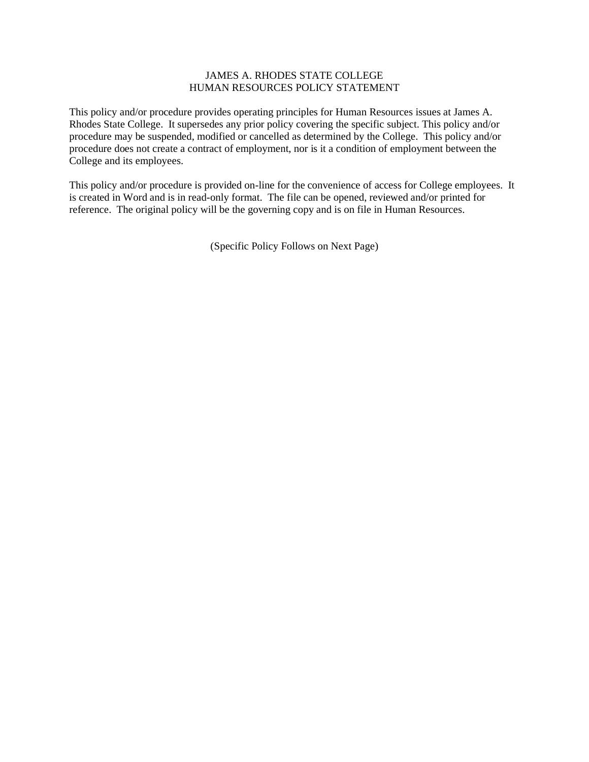# JAMES A. RHODES STATE COLLEGE
## HUMAN RESOURCES POLICY STATEMENT

This policy and/or procedure provides operating principles for Human Resources issues at James A. Rhodes State College. It supersedes any prior policy covering the specific subject. This policy and/or procedure may be suspended, modified or cancelled as determined by the College. This policy and/or procedure does not create a contract of employment, nor is it a condition of employment between the College and its employees.

This policy and/or procedure is provided on-line for the convenience of access for College employees. It is created in Word and is in read-only format. The file can be opened, reviewed and/or printed for reference. The original policy will be the governing copy and is on file in Human Resources.

(Specific Policy Follows on Next Page)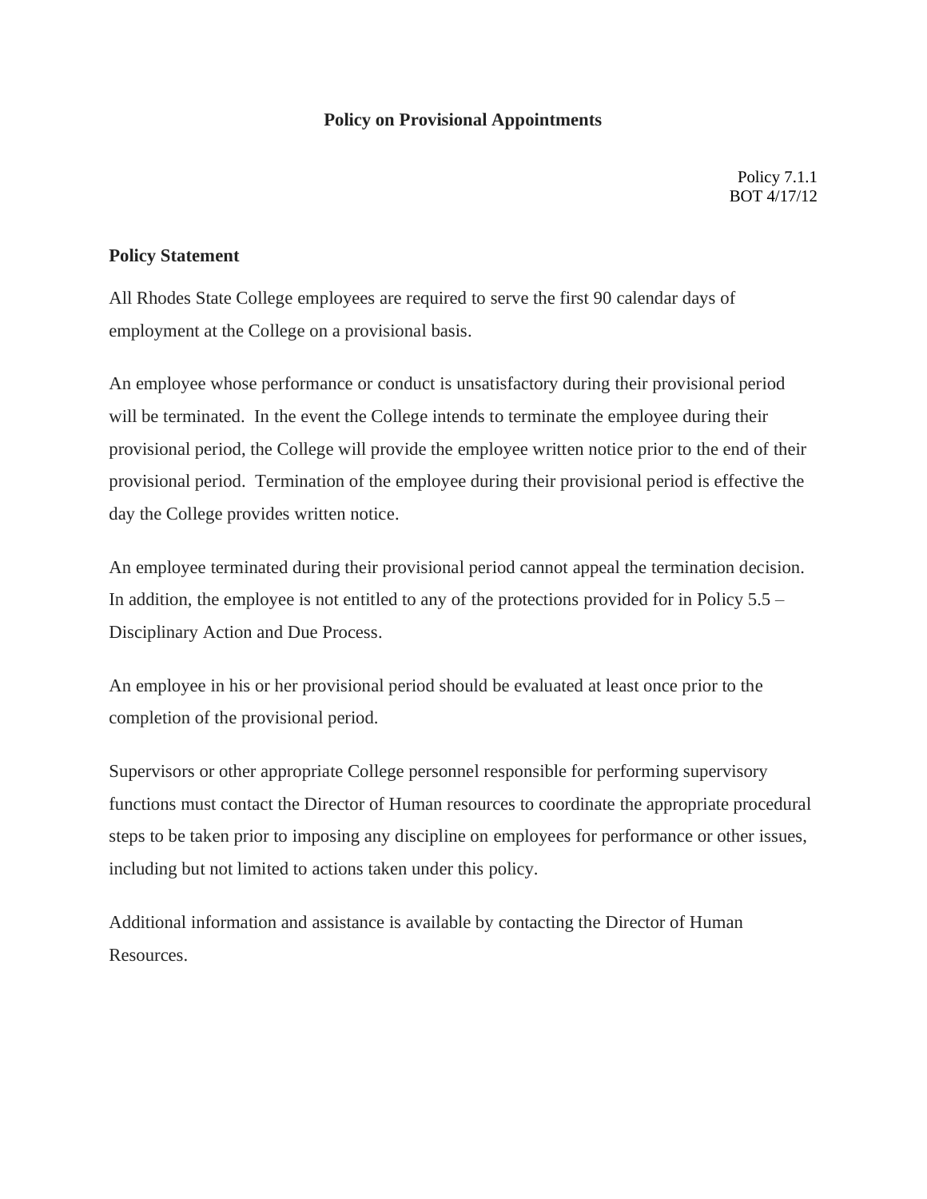# Policy on Provisional Appointments

Policy 7.1.1
BOT 4/17/12

## Policy Statement

All Rhodes State College employees are required to serve the first 90 calendar days of employment at the College on a provisional basis.

An employee whose performance or conduct is unsatisfactory during their provisional period will be terminated. In the event the College intends to terminate the employee during their provisional period, the College will provide the employee written notice prior to the end of their provisional period. Termination of the employee during their provisional period is effective the day the College provides written notice.

An employee terminated during their provisional period cannot appeal the termination decision. In addition, the employee is not entitled to any of the protections provided for in Policy 5.5 – Disciplinary Action and Due Process.

An employee in his or her provisional period should be evaluated at least once prior to the completion of the provisional period.

Supervisors or other appropriate College personnel responsible for performing supervisory functions must contact the Director of Human resources to coordinate the appropriate procedural steps to be taken prior to imposing any discipline on employees for performance or other issues, including but not limited to actions taken under this policy.

Additional information and assistance is available by contacting the Director of Human Resources.